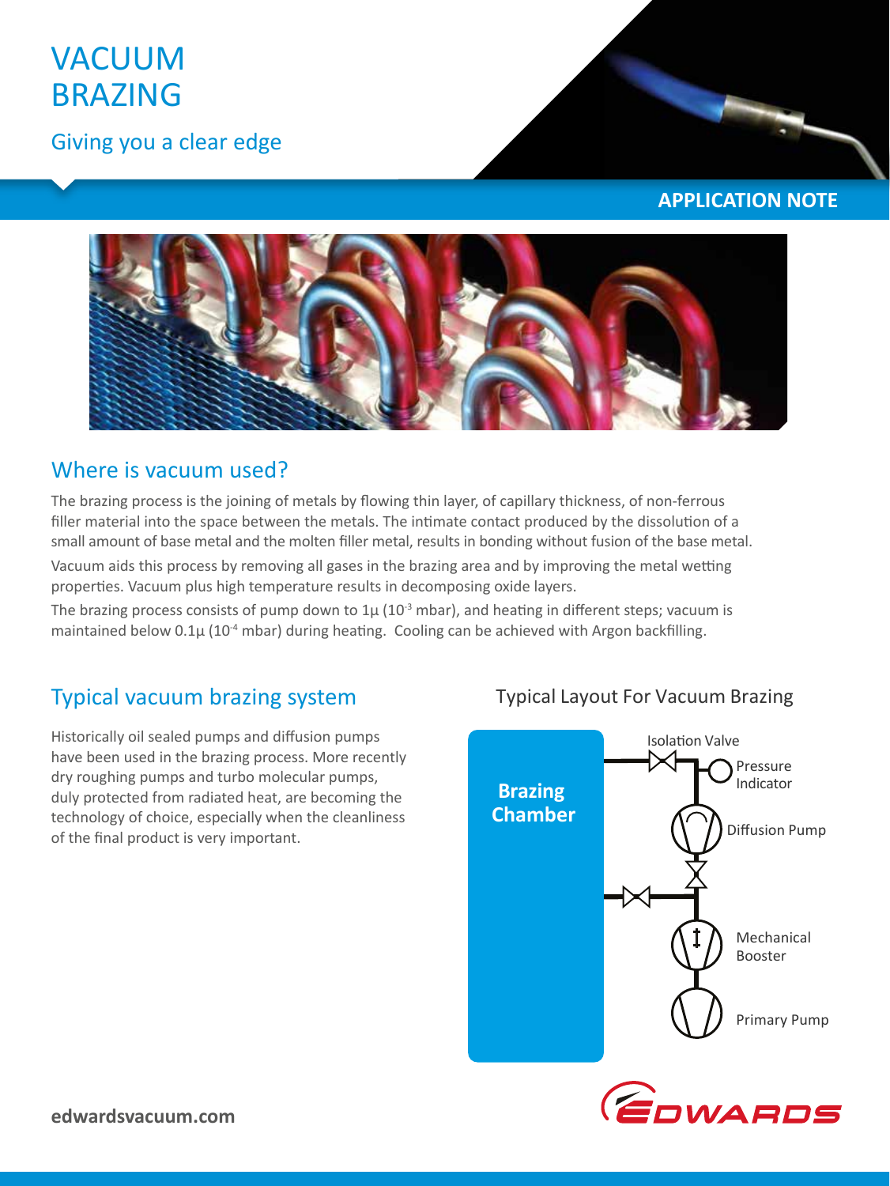# VACUUM BRAZING

Giving you a clear edge

APPLICATION NOTE

## Where is vacuum used?

The brazing process is the joining of metals by flowing thin layer, of capillary thickness, of non-ferrous filler material into the space between the metals. The intimate contact produced by the dissolution of a small amount of base metal and the molten filler metal, results in bonding without fusion of the base metal.

Vacuum aids this process by removing all gases in the brazing area and by improving the metal wetting properties. Vacuum plus high temperature results in decomposing oxide layers.

The brazing process consists of pump down to 1µ ($10^{-3}$ mbar), and heating in different steps; vacuum is maintained below 0.1µ ($10^{-4}$ mbar) during heating. Cooling can be achieved with Argon backfilling.

## Typical vacuum brazing system

Historically oil sealed pumps and diffusion pumps have been used in the brazing process. More recently dry roughing pumps and turbo molecular pumps, duly protected from radiated heat, are becoming the technology of choice, especially when the cleanliness of the final product is very important.

Typical Layout For Vacuum Brazing

Brazing Chamber

Isolation Valve

Pressure Indicator

Diffusion Pump

Mechanical Booster

Primary Pump

edwardsvacuum.com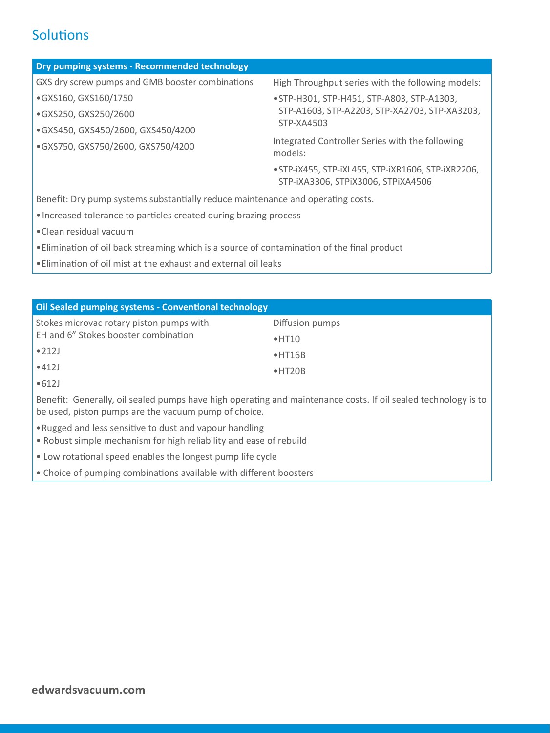## Solutions

### Dry pumping systems - Recommended technology

GXS dry screw pumps and GMB booster combinations

- GXS160, GXS160/1750
- GXS250, GXS250/2600
- GXS450, GXS450/2600, GXS450/4200
- GXS750, GXS750/2600, GXS750/4200

High Throughput series with the following models:

- STP-H301, STP-H451, STP-A803, STP-A1303, STP-A1603, STP-A2203, STP-XA2703, STP-XA3203, STP-XA4503

Integrated Controller Series with the following models:

- STP-iX455, STP-iXL455, STP-iXR1606, STP-iXR2206, STP-iXA3306, STPiX3006, STPiXA4506

Benefit: Dry pump systems substantially reduce maintenance and operating costs.

- Increased tolerance to particles created during brazing process
- Clean residual vacuum
- Elimination of oil back streaming which is a source of contamination of the final product
- Elimination of oil mist at the exhaust and external oil leaks

### Oil Sealed pumping systems - Conventional technology

Stokes microvac rotary piston pumps with EH and 6" Stokes booster combination

- 212J
- 412J
- 612J

Diffusion pumps

- HT10
- HT16B
- HT20B

Benefit: Generally, oil sealed pumps have high operating and maintenance costs. If oil sealed technology is to be used, piston pumps are the vacuum pump of choice.

- Rugged and less sensitive to dust and vapour handling
- Robust simple mechanism for high reliability and ease of rebuild
- Low rotational speed enables the longest pump life cycle
- Choice of pumping combinations available with different boosters

**edwardsvacuum.com**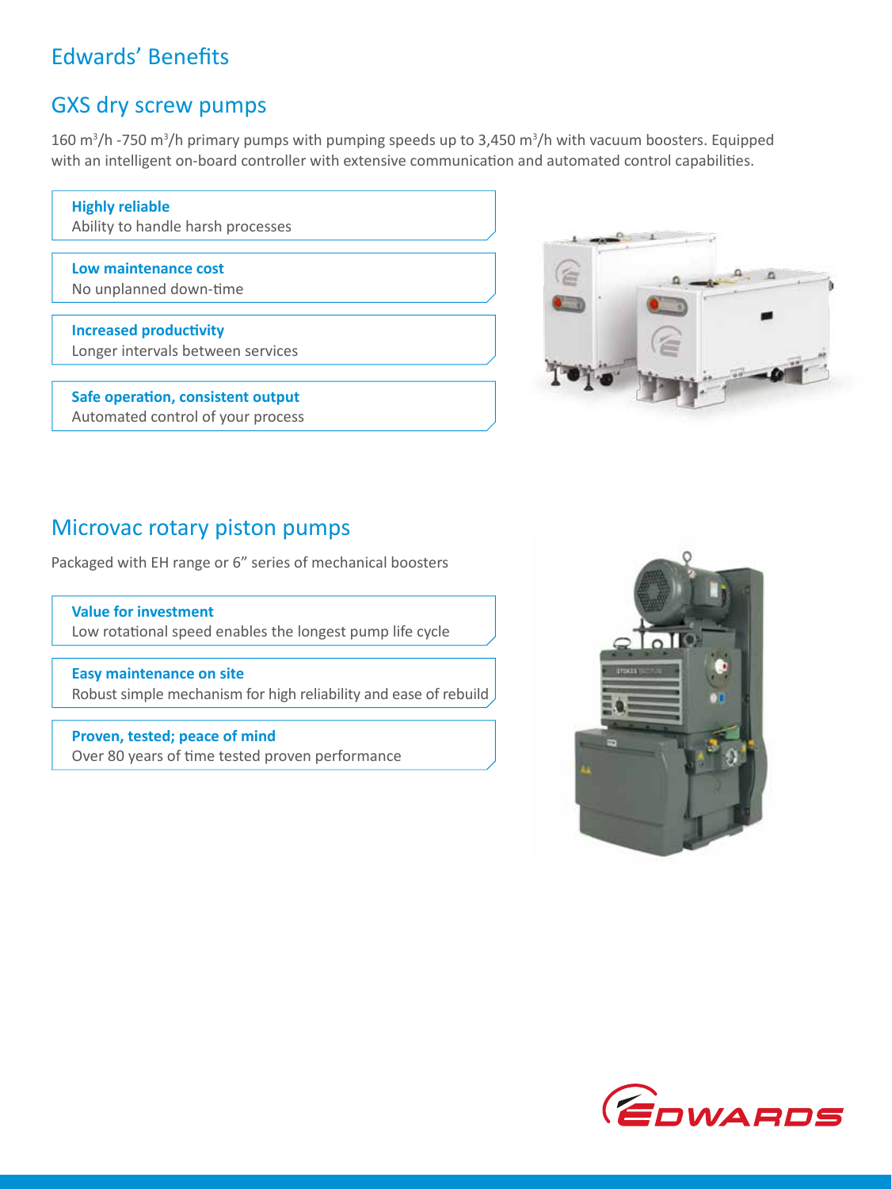# Edwards' Benefits

## GXS dry screw pumps

160 $m^3/h$ -750 $m^3/h$ primary pumps with pumping speeds up to 3,450 $m^3/h$ with vacuum boosters. Equipped with an intelligent on-board controller with extensive communication and automated control capabilities.

**Highly reliable**
Ability to handle harsh processes

**Low maintenance cost**
No unplanned down-time

**Increased productivity**
Longer intervals between services

**Safe operation, consistent output**
Automated control of your process

## Microvac rotary piston pumps

Packaged with EH range or 6" series of mechanical boosters

**Value for investment**
Low rotational speed enables the longest pump life cycle

**Easy maintenance on site**
Robust simple mechanism for high reliability and ease of rebuild

**Proven, tested; peace of mind**
Over 80 years of time tested proven performance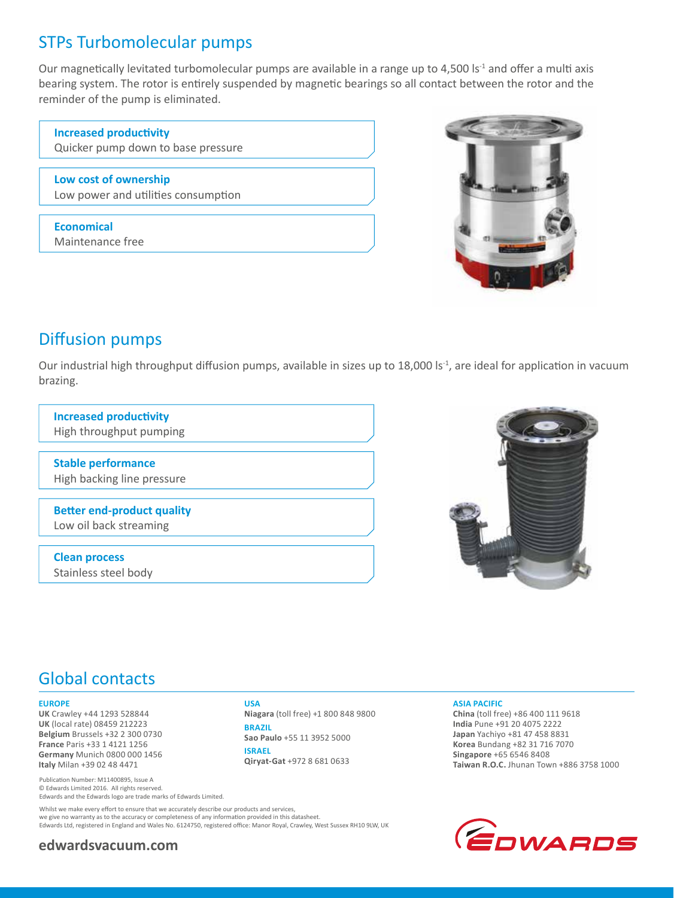## STPs Turbomolecular pumps

Our magnetically levitated turbomolecular pumps are available in a range up to 4,500 $ls^{-1}$ and offer a multi axis bearing system. The rotor is entirely suspended by magnetic bearings so all contact between the rotor and the reminder of the pump is eliminated.

**Increased productivity**
Quicker pump down to base pressure

**Low cost of ownership**
Low power and utilities consumption

**Economical**
Maintenance free

## Diffusion pumps

Our industrial high throughput diffusion pumps, available in sizes up to 18,000 $ls^{-1}$, are ideal for application in vacuum brazing.

**Increased productivity**
High throughput pumping

**Stable performance**
High backing line pressure

**Better end-product quality**
Low oil back streaming

**Clean process**
Stainless steel body

## Global contacts

**EUROPE**
**UK** Crawley +44 1293 528844
**UK** (local rate) 08459 212223
**Belgium** Brussels +32 2 300 0730
**France** Paris +33 1 4121 1256
**Germany** Munich 0800 000 1456
**Italy** Milan +39 02 48 4471

**USA**
**Niagara** (toll free) +1 800 848 9800

**BRAZIL**
**Sao Paulo** +55 11 3952 5000

**ISRAEL**
**Qiryat-Gat** +972 8 681 0633

**ASIA PACIFIC**
**China** (toll free) +86 400 111 9618
**India** Pune +91 20 4075 2222
**Japan** Yachiyo +81 47 458 8831
**Korea** Bundang +82 31 716 7070
**Singapore** +65 6546 8408
**Taiwan R.O.C.** Jhunan Town +886 3758 1000

Publication Number: M11400895, Issue A
© Edwards Limited 2016. All rights reserved.
Edwards and the Edwards logo are trade marks of Edwards Limited.

Whilst we make every effort to ensure that we accurately describe our products and services, we give no warranty as to the accuracy or completeness of any information provided in this datasheet.
Edwards Ltd, registered in England and Wales No. 6124750, registered office: Manor Royal, Crawley, West Sussex RH10 9LW, UK

**edwardsvacuum.com**

EDWARDS